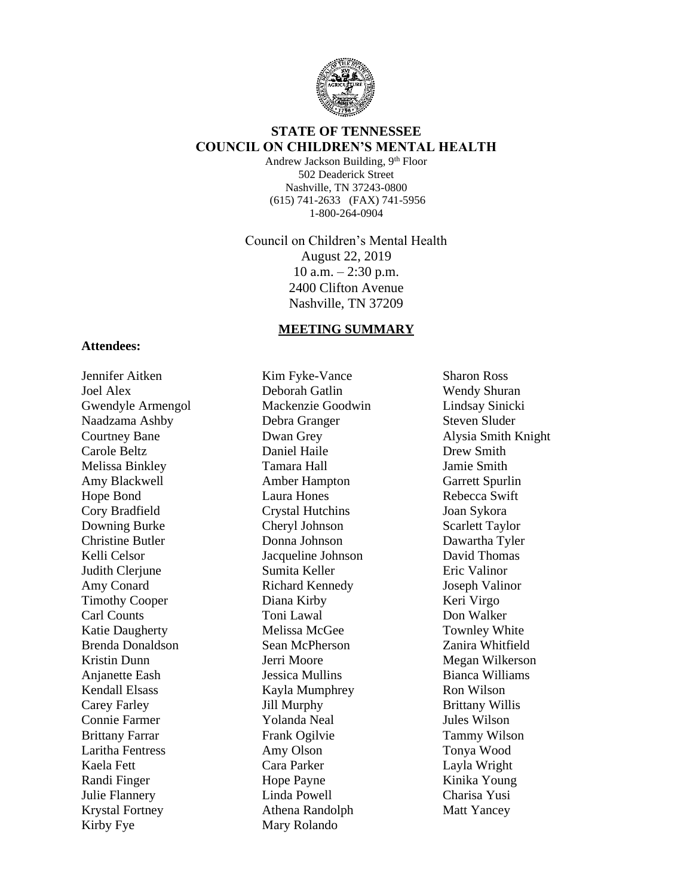**STATE OF TENNESSEE**
**COUNCIL ON CHILDREN'S MENTAL HEALTH**

Andrew Jackson Building, 9th Floor
502 Deaderick Street
Nashville, TN 37243-0800
(615) 741-2633 (FAX) 741-5956
1-800-264-0904

Council on Children's Mental Health
August 22, 2019
10 a.m. – 2:30 p.m.
2400 Clifton Avenue
Nashville, TN 37209

## MEETING SUMMARY

**Attendees:**

Jennifer Aitken
Joel Alex
Gwendyle Armengol
Naadzama Ashby
Courtney Bane
Carole Beltz
Melissa Binkley
Amy Blackwell
Hope Bond
Cory Bradfield
Downing Burke
Christine Butler
Kelli Celsor
Judith Clerjune
Amy Conard
Timothy Cooper
Carl Counts
Katie Daugherty
Brenda Donaldson
Kristin Dunn
Anjanette Eash
Kendall Elsass
Carey Farley
Connie Farmer
Brittany Farrar
Laritha Fentress
Kaela Fett
Randi Finger
Julie Flannery
Krystal Fortney
Kirby Fye
Kim Fyke-Vance
Deborah Gatlin
Mackenzie Goodwin
Debra Granger
Dwan Grey
Daniel Haile
Tamara Hall
Amber Hampton
Laura Hones
Crystal Hutchins
Cheryl Johnson
Donna Johnson
Jacqueline Johnson
Sumita Keller
Richard Kennedy
Diana Kirby
Toni Lawal
Melissa McGee
Sean McPherson
Jerri Moore
Jessica Mullins
Kayla Mumphrey
Jill Murphy
Yolanda Neal
Frank Ogilvie
Amy Olson
Cara Parker
Hope Payne
Linda Powell
Athena Randolph
Mary Rolando
Sharon Ross
Wendy Shuran
Lindsay Sinicki
Steven Sluder
Alysia Smith Knight
Drew Smith
Jamie Smith
Garrett Spurlin
Rebecca Swift
Joan Sykora
Scarlett Taylor
Dawartha Tyler
David Thomas
Eric Valinor
Joseph Valinor
Keri Virgo
Don Walker
Townley White
Zanira Whitfield
Megan Wilkerson
Bianca Williams
Ron Wilson
Brittany Willis
Jules Wilson
Tammy Wilson
Tonya Wood
Layla Wright
Kinika Young
Charisa Yusi
Matt Yancey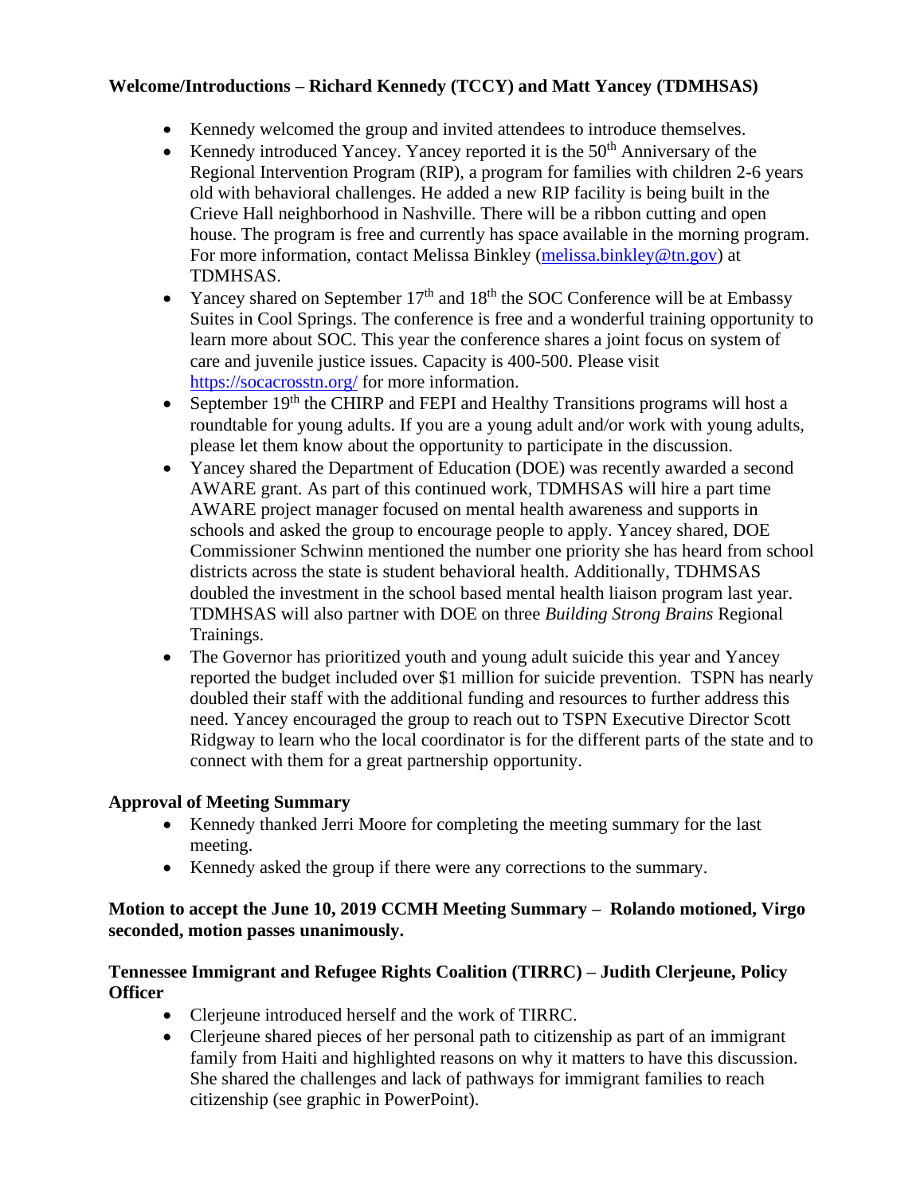**Welcome/Introductions – Richard Kennedy (TCCY) and Matt Yancey (TDMHSAS)**

- Kennedy welcomed the group and invited attendees to introduce themselves.
- Kennedy introduced Yancey. Yancey reported it is the 50th Anniversary of the Regional Intervention Program (RIP), a program for families with children 2-6 years old with behavioral challenges. He added a new RIP facility is being built in the Crieve Hall neighborhood in Nashville. There will be a ribbon cutting and open house. The program is free and currently has space available in the morning program. For more information, contact Melissa Binkley ([melissa.binkley@tn.gov](mailto:melissa.binkley@tn.gov)) at TDMHSAS.
- Yancey shared on September 17th and 18th the SOC Conference will be at Embassy Suites in Cool Springs. The conference is free and a wonderful training opportunity to learn more about SOC. This year the conference shares a joint focus on system of care and juvenile justice issues. Capacity is 400-500. Please visit [https://socacrosstn.org/](https://socacrosstn.org/) for more information.
- September 19th the CHIRP and FEPI and Healthy Transitions programs will host a roundtable for young adults. If you are a young adult and/or work with young adults, please let them know about the opportunity to participate in the discussion.
- Yancey shared the Department of Education (DOE) was recently awarded a second AWARE grant. As part of this continued work, TDMHSAS will hire a part time AWARE project manager focused on mental health awareness and supports in schools and asked the group to encourage people to apply. Yancey shared, DOE Commissioner Schwinn mentioned the number one priority she has heard from school districts across the state is student behavioral health. Additionally, TDHMSAS doubled the investment in the school based mental health liaison program last year. TDMHSAS will also partner with DOE on three *Building Strong Brains* Regional Trainings.
- The Governor has prioritized youth and young adult suicide this year and Yancey reported the budget included over $1 million for suicide prevention. TSPN has nearly doubled their staff with the additional funding and resources to further address this need. Yancey encouraged the group to reach out to TSPN Executive Director Scott Ridgway to learn who the local coordinator is for the different parts of the state and to connect with them for a great partnership opportunity.

**Approval of Meeting Summary**

- Kennedy thanked Jerri Moore for completing the meeting summary for the last meeting.
- Kennedy asked the group if there were any corrections to the summary.

**Motion to accept the June 10, 2019 CCMH Meeting Summary – Rolando motioned, Virgo seconded, motion passes unanimously.**

**Tennessee Immigrant and Refugee Rights Coalition (TIRRC) – Judith Clerjeune, Policy Officer**

- Clerjeune introduced herself and the work of TIRRC.
- Clerjeune shared pieces of her personal path to citizenship as part of an immigrant family from Haiti and highlighted reasons on why it matters to have this discussion. She shared the challenges and lack of pathways for immigrant families to reach citizenship (see graphic in PowerPoint).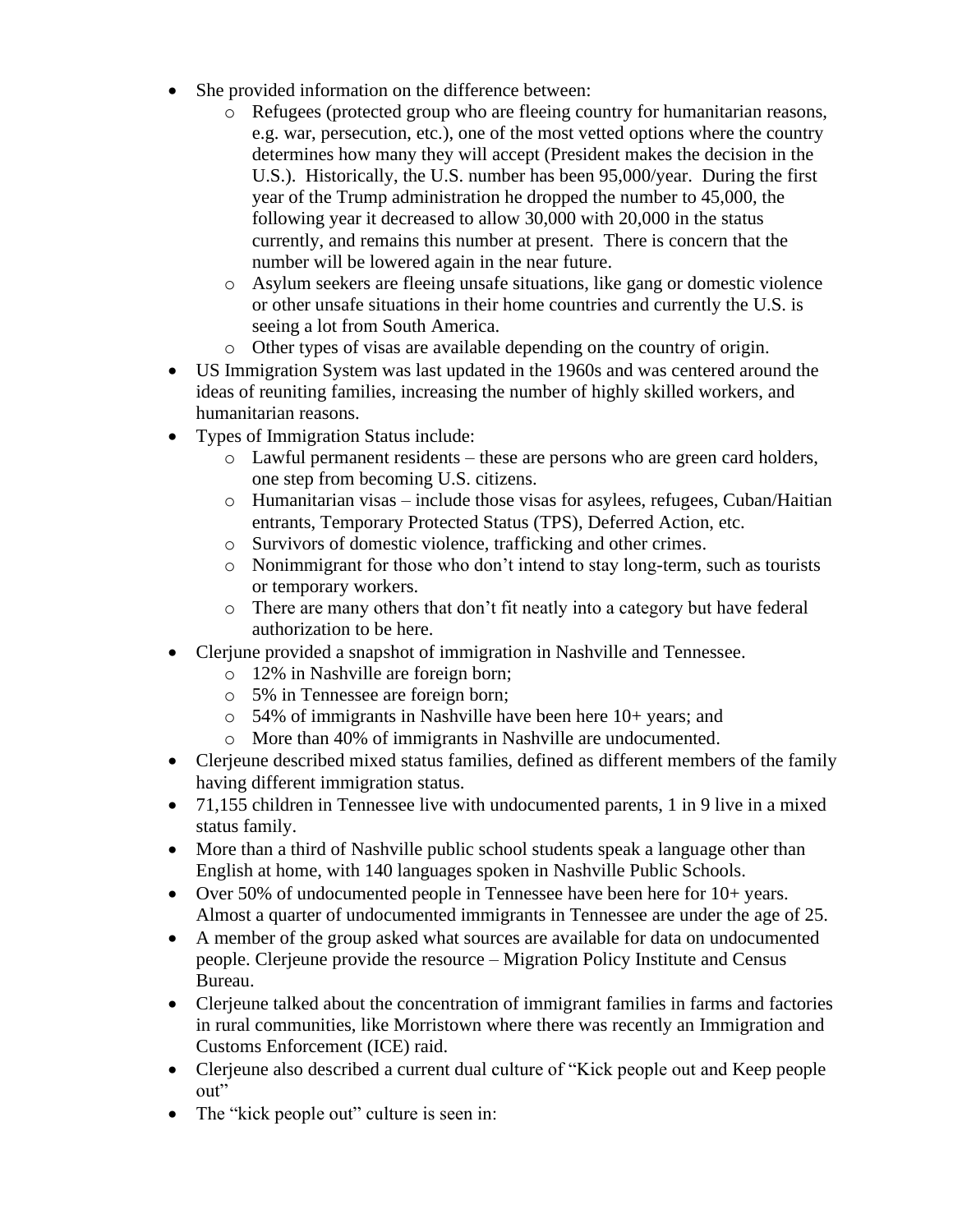- She provided information on the difference between:
  - Refugees (protected group who are fleeing country for humanitarian reasons, e.g. war, persecution, etc.), one of the most vetted options where the country determines how many they will accept (President makes the decision in the U.S.). Historically, the U.S. number has been 95,000/year. During the first year of the Trump administration he dropped the number to 45,000, the following year it decreased to allow 30,000 with 20,000 in the status currently, and remains this number at present. There is concern that the number will be lowered again in the near future.
  - Asylum seekers are fleeing unsafe situations, like gang or domestic violence or other unsafe situations in their home countries and currently the U.S. is seeing a lot from South America.
  - Other types of visas are available depending on the country of origin.
- US Immigration System was last updated in the 1960s and was centered around the ideas of reuniting families, increasing the number of highly skilled workers, and humanitarian reasons.
- Types of Immigration Status include:
  - Lawful permanent residents – these are persons who are green card holders, one step from becoming U.S. citizens.
  - Humanitarian visas – include those visas for asylees, refugees, Cuban/Haitian entrants, Temporary Protected Status (TPS), Deferred Action, etc.
  - Survivors of domestic violence, trafficking and other crimes.
  - Nonimmigrant for those who don't intend to stay long-term, such as tourists or temporary workers.
  - There are many others that don't fit neatly into a category but have federal authorization to be here.
- Clerjune provided a snapshot of immigration in Nashville and Tennessee.
  - 12% in Nashville are foreign born;
  - 5% in Tennessee are foreign born;
  - 54% of immigrants in Nashville have been here 10+ years; and
  - More than 40% of immigrants in Nashville are undocumented.
- Clerjeune described mixed status families, defined as different members of the family having different immigration status.
- 71,155 children in Tennessee live with undocumented parents, 1 in 9 live in a mixed status family.
- More than a third of Nashville public school students speak a language other than English at home, with 140 languages spoken in Nashville Public Schools.
- Over 50% of undocumented people in Tennessee have been here for 10+ years. Almost a quarter of undocumented immigrants in Tennessee are under the age of 25.
- A member of the group asked what sources are available for data on undocumented people. Clerjeune provide the resource – Migration Policy Institute and Census Bureau.
- Clerjeune talked about the concentration of immigrant families in farms and factories in rural communities, like Morristown where there was recently an Immigration and Customs Enforcement (ICE) raid.
- Clerjeune also described a current dual culture of "Kick people out and Keep people out"
- The "kick people out" culture is seen in: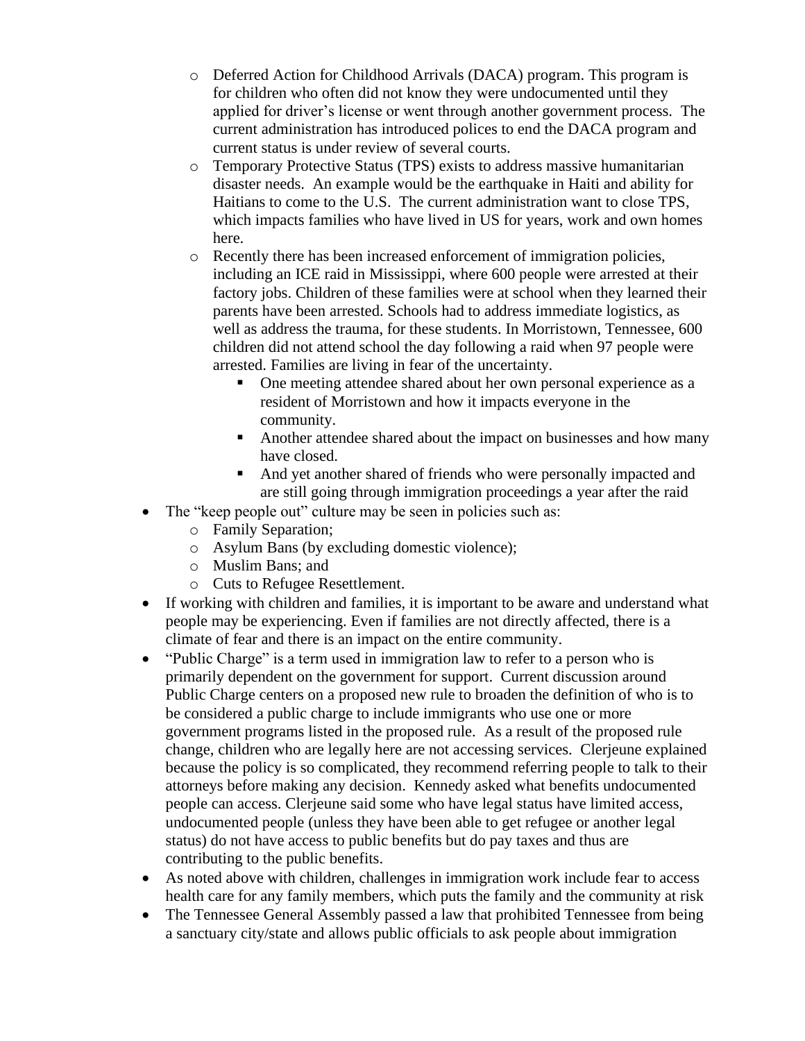- Deferred Action for Childhood Arrivals (DACA) program. This program is for children who often did not know they were undocumented until they applied for driver's license or went through another government process. The current administration has introduced polices to end the DACA program and current status is under review of several courts.
  - Temporary Protective Status (TPS) exists to address massive humanitarian disaster needs. An example would be the earthquake in Haiti and ability for Haitians to come to the U.S. The current administration want to close TPS, which impacts families who have lived in US for years, work and own homes here.
  - Recently there has been increased enforcement of immigration policies, including an ICE raid in Mississippi, where 600 people were arrested at their factory jobs. Children of these families were at school when they learned their parents have been arrested. Schools had to address immediate logistics, as well as address the trauma, for these students. In Morristown, Tennessee, 600 children did not attend school the day following a raid when 97 people were arrested. Families are living in fear of the uncertainty.
    - One meeting attendee shared about her own personal experience as a resident of Morristown and how it impacts everyone in the community.
    - Another attendee shared about the impact on businesses and how many have closed.
    - And yet another shared of friends who were personally impacted and are still going through immigration proceedings a year after the raid
- The "keep people out" culture may be seen in policies such as:
  - Family Separation;
  - Asylum Bans (by excluding domestic violence);
  - Muslim Bans; and
  - Cuts to Refugee Resettlement.
- If working with children and families, it is important to be aware and understand what people may be experiencing. Even if families are not directly affected, there is a climate of fear and there is an impact on the entire community.
- "Public Charge" is a term used in immigration law to refer to a person who is primarily dependent on the government for support. Current discussion around Public Charge centers on a proposed new rule to broaden the definition of who is to be considered a public charge to include immigrants who use one or more government programs listed in the proposed rule. As a result of the proposed rule change, children who are legally here are not accessing services. Clerjeune explained because the policy is so complicated, they recommend referring people to talk to their attorneys before making any decision. Kennedy asked what benefits undocumented people can access. Clerjeune said some who have legal status have limited access, undocumented people (unless they have been able to get refugee or another legal status) do not have access to public benefits but do pay taxes and thus are contributing to the public benefits.
- As noted above with children, challenges in immigration work include fear to access health care for any family members, which puts the family and the community at risk
- The Tennessee General Assembly passed a law that prohibited Tennessee from being a sanctuary city/state and allows public officials to ask people about immigration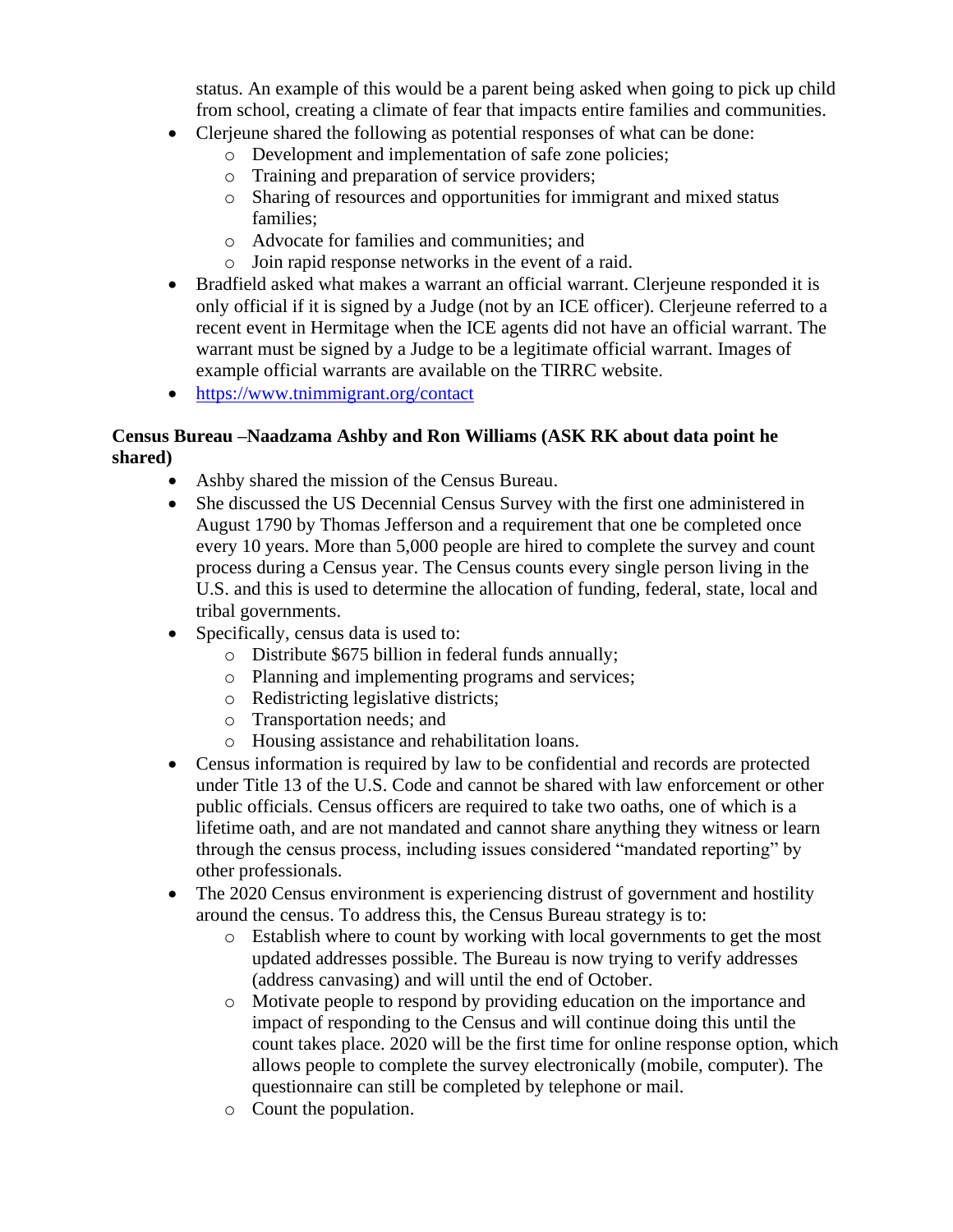status. An example of this would be a parent being asked when going to pick up child from school, creating a climate of fear that impacts entire families and communities.

- Clerjeune shared the following as potential responses of what can be done:
  - Development and implementation of safe zone policies;
  - Training and preparation of service providers;
  - Sharing of resources and opportunities for immigrant and mixed status families;
  - Advocate for families and communities; and
  - Join rapid response networks in the event of a raid.
- Bradfield asked what makes a warrant an official warrant. Clerjeune responded it is only official if it is signed by a Judge (not by an ICE officer). Clerjeune referred to a recent event in Hermitage when the ICE agents did not have an official warrant. The warrant must be signed by a Judge to be a legitimate official warrant. Images of example official warrants are available on the TIRRC website.
- https://www.tnimmigrant.org/contact

**Census Bureau –Naadzama Ashby and Ron Williams (ASK RK about data point he shared)**

- Ashby shared the mission of the Census Bureau.
- She discussed the US Decennial Census Survey with the first one administered in August 1790 by Thomas Jefferson and a requirement that one be completed once every 10 years. More than 5,000 people are hired to complete the survey and count process during a Census year. The Census counts every single person living in the U.S. and this is used to determine the allocation of funding, federal, state, local and tribal governments.
- Specifically, census data is used to:
  - Distribute $675 billion in federal funds annually;
  - Planning and implementing programs and services;
  - Redistricting legislative districts;
  - Transportation needs; and
  - Housing assistance and rehabilitation loans.
- Census information is required by law to be confidential and records are protected under Title 13 of the U.S. Code and cannot be shared with law enforcement or other public officials. Census officers are required to take two oaths, one of which is a lifetime oath, and are not mandated and cannot share anything they witness or learn through the census process, including issues considered "mandated reporting" by other professionals.
- The 2020 Census environment is experiencing distrust of government and hostility around the census. To address this, the Census Bureau strategy is to:
  - Establish where to count by working with local governments to get the most updated addresses possible. The Bureau is now trying to verify addresses (address canvasing) and will until the end of October.
  - Motivate people to respond by providing education on the importance and impact of responding to the Census and will continue doing this until the count takes place. 2020 will be the first time for online response option, which allows people to complete the survey electronically (mobile, computer). The questionnaire can still be completed by telephone or mail.
  - Count the population.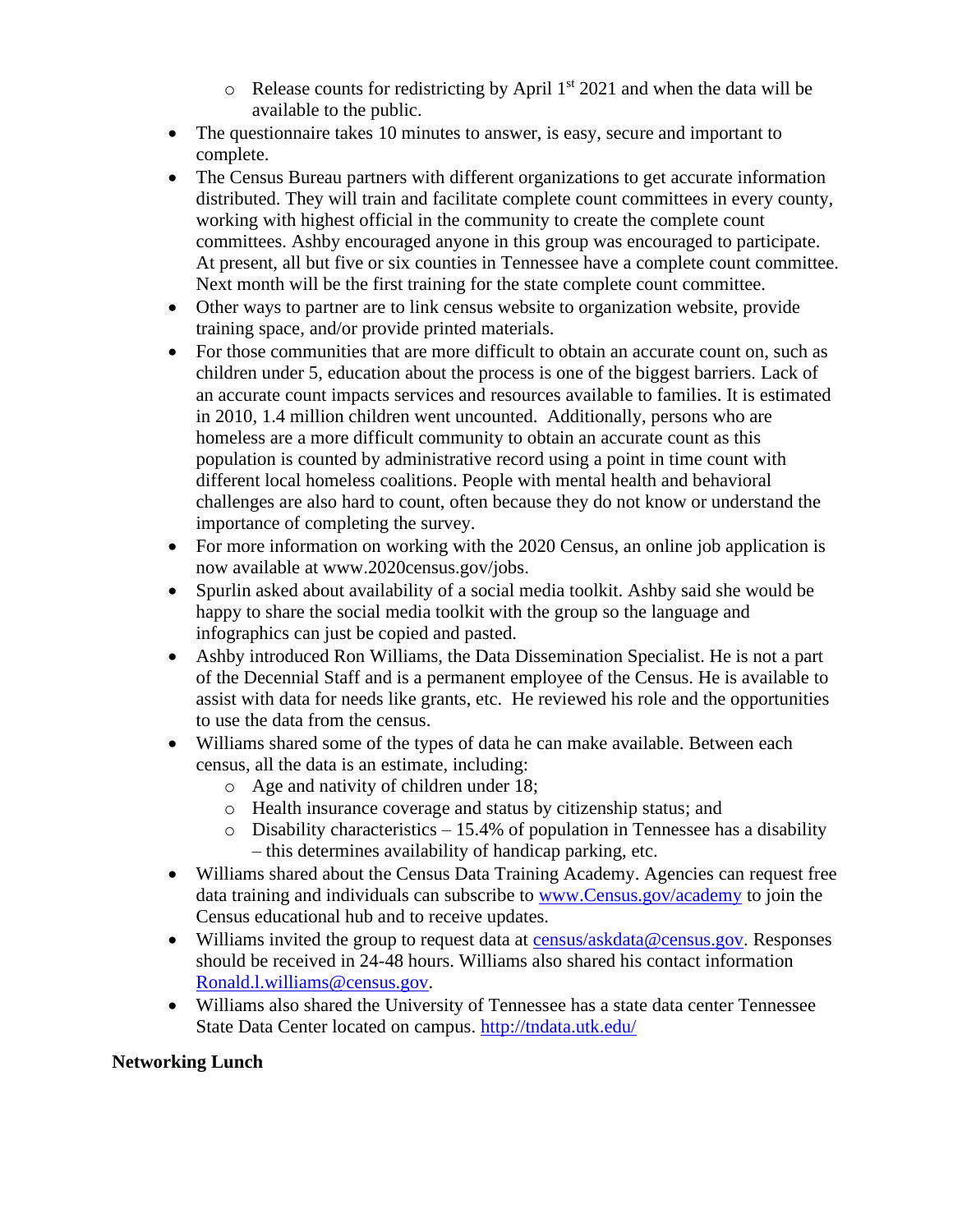- Release counts for redistricting by April 1st 2021 and when the data will be available to the public.
- The questionnaire takes 10 minutes to answer, is easy, secure and important to complete.
- The Census Bureau partners with different organizations to get accurate information distributed. They will train and facilitate complete count committees in every county, working with highest official in the community to create the complete count committees. Ashby encouraged anyone in this group was encouraged to participate. At present, all but five or six counties in Tennessee have a complete count committee. Next month will be the first training for the state complete count committee.
- Other ways to partner are to link census website to organization website, provide training space, and/or provide printed materials.
- For those communities that are more difficult to obtain an accurate count on, such as children under 5, education about the process is one of the biggest barriers. Lack of an accurate count impacts services and resources available to families. It is estimated in 2010, 1.4 million children went uncounted. Additionally, persons who are homeless are a more difficult community to obtain an accurate count as this population is counted by administrative record using a point in time count with different local homeless coalitions. People with mental health and behavioral challenges are also hard to count, often because they do not know or understand the importance of completing the survey.
- For more information on working with the 2020 Census, an online job application is now available at www.2020census.gov/jobs.
- Spurlin asked about availability of a social media toolkit. Ashby said she would be happy to share the social media toolkit with the group so the language and infographics can just be copied and pasted.
- Ashby introduced Ron Williams, the Data Dissemination Specialist. He is not a part of the Decennial Staff and is a permanent employee of the Census. He is available to assist with data for needs like grants, etc. He reviewed his role and the opportunities to use the data from the census.
- Williams shared some of the types of data he can make available. Between each census, all the data is an estimate, including:
    - Age and nativity of children under 18;
    - Health insurance coverage and status by citizenship status; and
    - Disability characteristics – 15.4% of population in Tennessee has a disability – this determines availability of handicap parking, etc.
- Williams shared about the Census Data Training Academy. Agencies can request free data training and individuals can subscribe to www.Census.gov/academy to join the Census educational hub and to receive updates.
- Williams invited the group to request data at census/askdata@census.gov. Responses should be received in 24-48 hours. Williams also shared his contact information Ronald.l.williams@census.gov.
- Williams also shared the University of Tennessee has a state data center Tennessee State Data Center located on campus. http://tndata.utk.edu/

**Networking Lunch**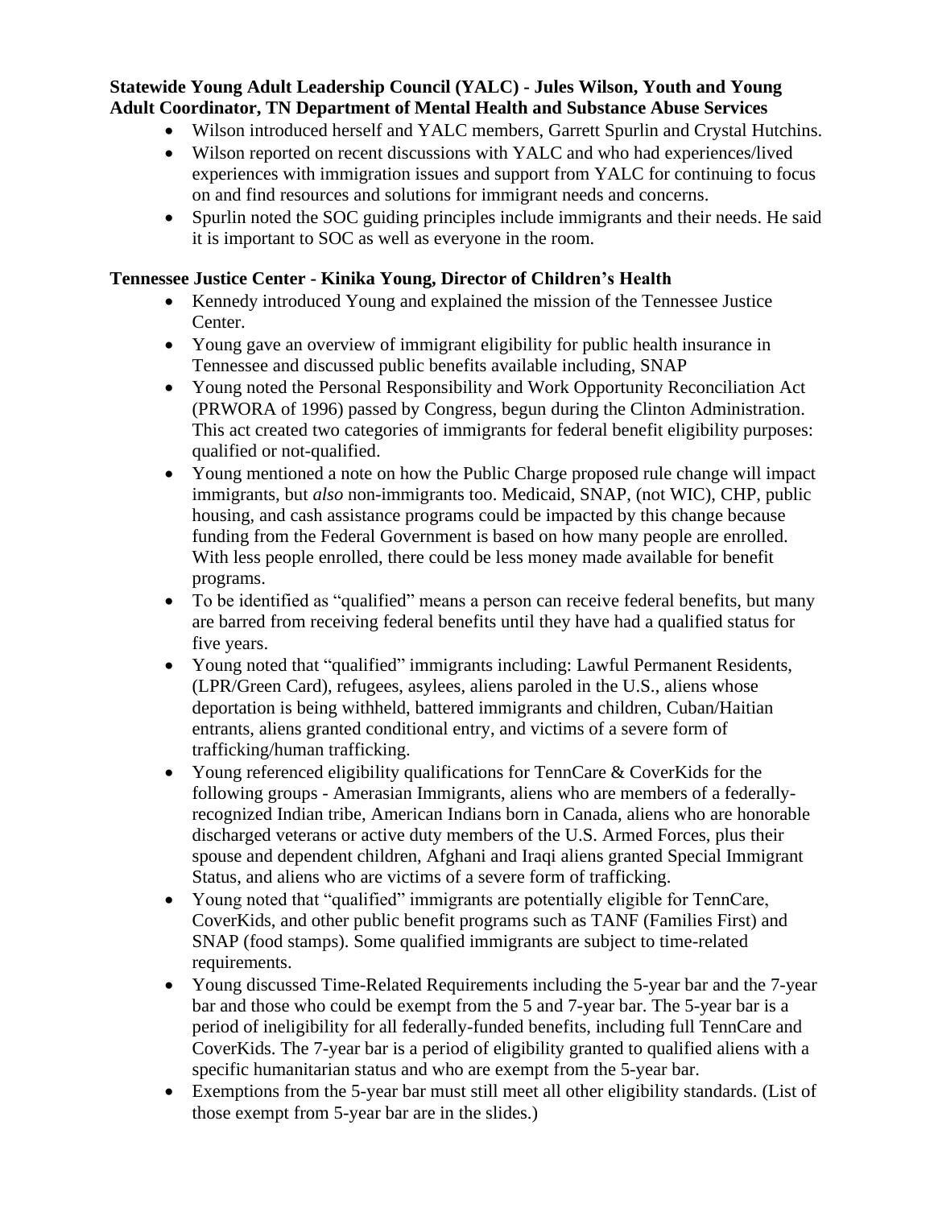**Statewide Young Adult Leadership Council (YALC) - Jules Wilson, Youth and Young Adult Coordinator, TN Department of Mental Health and Substance Abuse Services**

- Wilson introduced herself and YALC members, Garrett Spurlin and Crystal Hutchins.
- Wilson reported on recent discussions with YALC and who had experiences/lived experiences with immigration issues and support from YALC for continuing to focus on and find resources and solutions for immigrant needs and concerns.
- Spurlin noted the SOC guiding principles include immigrants and their needs. He said it is important to SOC as well as everyone in the room.

**Tennessee Justice Center - Kinika Young, Director of Children's Health**

- Kennedy introduced Young and explained the mission of the Tennessee Justice Center.
- Young gave an overview of immigrant eligibility for public health insurance in Tennessee and discussed public benefits available including, SNAP
- Young noted the Personal Responsibility and Work Opportunity Reconciliation Act (PRWORA of 1996) passed by Congress, begun during the Clinton Administration. This act created two categories of immigrants for federal benefit eligibility purposes: qualified or not-qualified.
- Young mentioned a note on how the Public Charge proposed rule change will impact immigrants, but *also* non-immigrants too. Medicaid, SNAP, (not WIC), CHP, public housing, and cash assistance programs could be impacted by this change because funding from the Federal Government is based on how many people are enrolled. With less people enrolled, there could be less money made available for benefit programs.
- To be identified as "qualified" means a person can receive federal benefits, but many are barred from receiving federal benefits until they have had a qualified status for five years.
- Young noted that "qualified" immigrants including: Lawful Permanent Residents, (LPR/Green Card), refugees, asylees, aliens paroled in the U.S., aliens whose deportation is being withheld, battered immigrants and children, Cuban/Haitian entrants, aliens granted conditional entry, and victims of a severe form of trafficking/human trafficking.
- Young referenced eligibility qualifications for TennCare & CoverKids for the following groups - Amerasian Immigrants, aliens who are members of a federally-recognized Indian tribe, American Indians born in Canada, aliens who are honorable discharged veterans or active duty members of the U.S. Armed Forces, plus their spouse and dependent children, Afghani and Iraqi aliens granted Special Immigrant Status, and aliens who are victims of a severe form of trafficking.
- Young noted that "qualified" immigrants are potentially eligible for TennCare, CoverKids, and other public benefit programs such as TANF (Families First) and SNAP (food stamps). Some qualified immigrants are subject to time-related requirements.
- Young discussed Time-Related Requirements including the 5-year bar and the 7-year bar and those who could be exempt from the 5 and 7-year bar. The 5-year bar is a period of ineligibility for all federally-funded benefits, including full TennCare and CoverKids. The 7-year bar is a period of eligibility granted to qualified aliens with a specific humanitarian status and who are exempt from the 5-year bar.
- Exemptions from the 5-year bar must still meet all other eligibility standards. (List of those exempt from 5-year bar are in the slides.)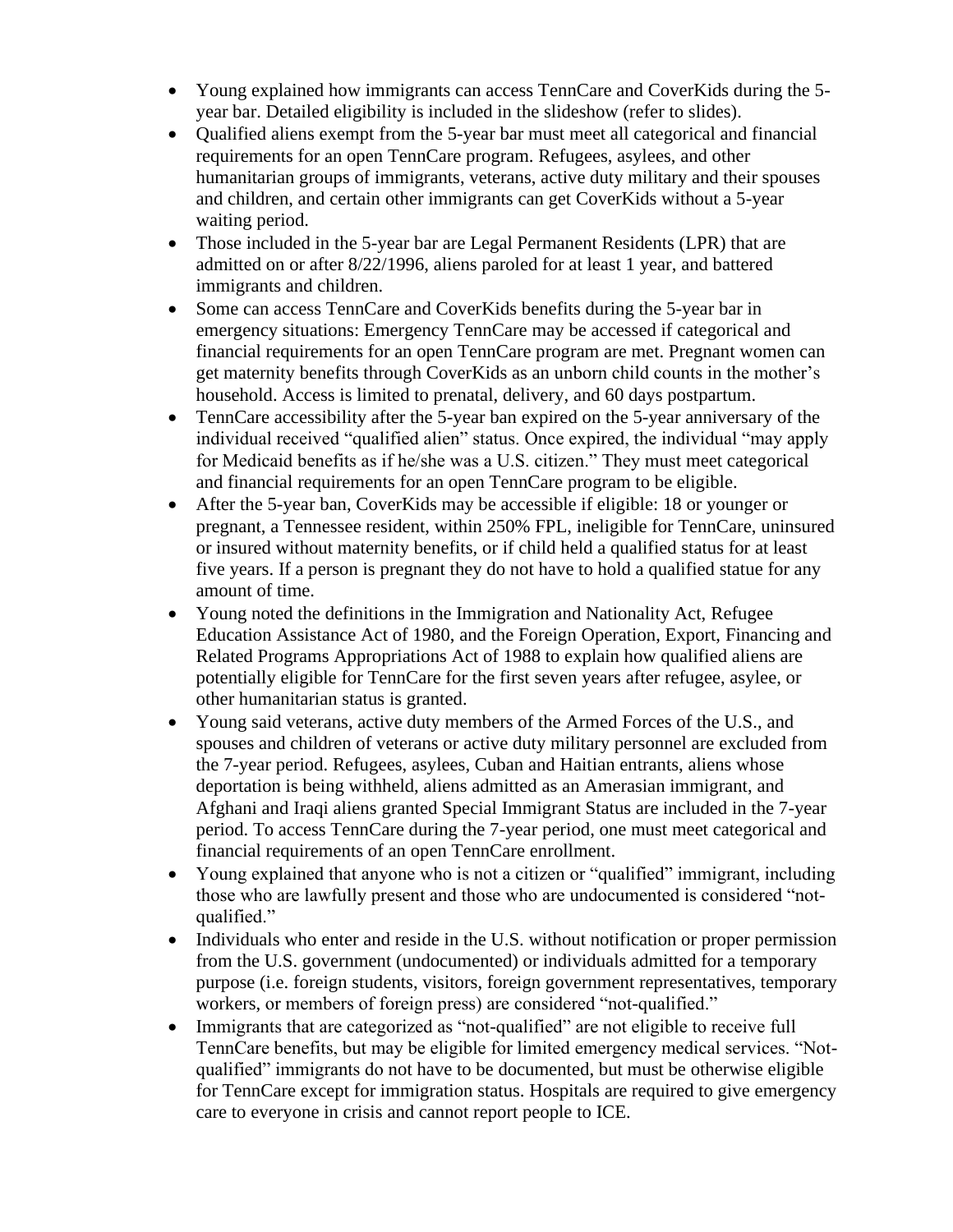- Young explained how immigrants can access TennCare and CoverKids during the 5-year bar. Detailed eligibility is included in the slideshow (refer to slides).
- Qualified aliens exempt from the 5-year bar must meet all categorical and financial requirements for an open TennCare program. Refugees, asylees, and other humanitarian groups of immigrants, veterans, active duty military and their spouses and children, and certain other immigrants can get CoverKids without a 5-year waiting period.
- Those included in the 5-year bar are Legal Permanent Residents (LPR) that are admitted on or after 8/22/1996, aliens paroled for at least 1 year, and battered immigrants and children.
- Some can access TennCare and CoverKids benefits during the 5-year bar in emergency situations: Emergency TennCare may be accessed if categorical and financial requirements for an open TennCare program are met. Pregnant women can get maternity benefits through CoverKids as an unborn child counts in the mother's household. Access is limited to prenatal, delivery, and 60 days postpartum.
- TennCare accessibility after the 5-year ban expired on the 5-year anniversary of the individual received "qualified alien" status. Once expired, the individual "may apply for Medicaid benefits as if he/she was a U.S. citizen." They must meet categorical and financial requirements for an open TennCare program to be eligible.
- After the 5-year ban, CoverKids may be accessible if eligible: 18 or younger or pregnant, a Tennessee resident, within 250% FPL, ineligible for TennCare, uninsured or insured without maternity benefits, or if child held a qualified status for at least five years. If a person is pregnant they do not have to hold a qualified statue for any amount of time.
- Young noted the definitions in the Immigration and Nationality Act, Refugee Education Assistance Act of 1980, and the Foreign Operation, Export, Financing and Related Programs Appropriations Act of 1988 to explain how qualified aliens are potentially eligible for TennCare for the first seven years after refugee, asylee, or other humanitarian status is granted.
- Young said veterans, active duty members of the Armed Forces of the U.S., and spouses and children of veterans or active duty military personnel are excluded from the 7-year period. Refugees, asylees, Cuban and Haitian entrants, aliens whose deportation is being withheld, aliens admitted as an Amerasian immigrant, and Afghani and Iraqi aliens granted Special Immigrant Status are included in the 7-year period. To access TennCare during the 7-year period, one must meet categorical and financial requirements of an open TennCare enrollment.
- Young explained that anyone who is not a citizen or "qualified" immigrant, including those who are lawfully present and those who are undocumented is considered "not-qualified."
- Individuals who enter and reside in the U.S. without notification or proper permission from the U.S. government (undocumented) or individuals admitted for a temporary purpose (i.e. foreign students, visitors, foreign government representatives, temporary workers, or members of foreign press) are considered "not-qualified."
- Immigrants that are categorized as "not-qualified" are not eligible to receive full TennCare benefits, but may be eligible for limited emergency medical services. "Not-qualified" immigrants do not have to be documented, but must be otherwise eligible for TennCare except for immigration status. Hospitals are required to give emergency care to everyone in crisis and cannot report people to ICE.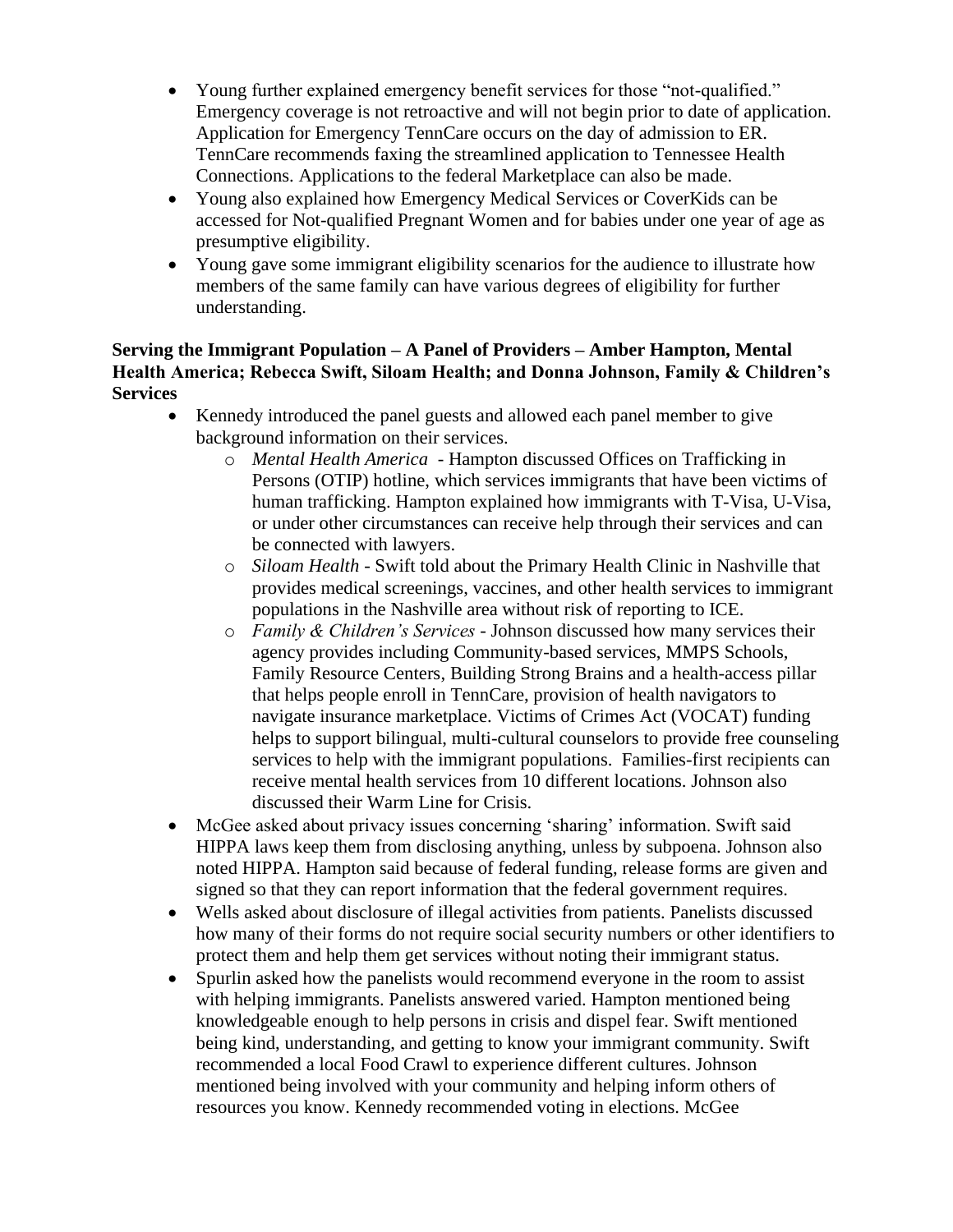- Young further explained emergency benefit services for those "not-qualified." Emergency coverage is not retroactive and will not begin prior to date of application. Application for Emergency TennCare occurs on the day of admission to ER. TennCare recommends faxing the streamlined application to Tennessee Health Connections. Applications to the federal Marketplace can also be made.
- Young also explained how Emergency Medical Services or CoverKids can be accessed for Not-qualified Pregnant Women and for babies under one year of age as presumptive eligibility.
- Young gave some immigrant eligibility scenarios for the audience to illustrate how members of the same family can have various degrees of eligibility for further understanding.

**Serving the Immigrant Population – A Panel of Providers – Amber Hampton, Mental Health America; Rebecca Swift, Siloam Health; and Donna Johnson, Family & Children's Services**

- Kennedy introduced the panel guests and allowed each panel member to give background information on their services.
  - *Mental Health America* - Hampton discussed Offices on Trafficking in Persons (OTIP) hotline, which services immigrants that have been victims of human trafficking. Hampton explained how immigrants with T-Visa, U-Visa, or under other circumstances can receive help through their services and can be connected with lawyers.
  - *Siloam Health* - Swift told about the Primary Health Clinic in Nashville that provides medical screenings, vaccines, and other health services to immigrant populations in the Nashville area without risk of reporting to ICE.
  - *Family & Children's Services* - Johnson discussed how many services their agency provides including Community-based services, MMPS Schools, Family Resource Centers, Building Strong Brains and a health-access pillar that helps people enroll in TennCare, provision of health navigators to navigate insurance marketplace. Victims of Crimes Act (VOCAT) funding helps to support bilingual, multi-cultural counselors to provide free counseling services to help with the immigrant populations. Families-first recipients can receive mental health services from 10 different locations. Johnson also discussed their Warm Line for Crisis.
- McGee asked about privacy issues concerning 'sharing' information. Swift said HIPPA laws keep them from disclosing anything, unless by subpoena. Johnson also noted HIPPA. Hampton said because of federal funding, release forms are given and signed so that they can report information that the federal government requires.
- Wells asked about disclosure of illegal activities from patients. Panelists discussed how many of their forms do not require social security numbers or other identifiers to protect them and help them get services without noting their immigrant status.
- Spurlin asked how the panelists would recommend everyone in the room to assist with helping immigrants. Panelists answered varied. Hampton mentioned being knowledgeable enough to help persons in crisis and dispel fear. Swift mentioned being kind, understanding, and getting to know your immigrant community. Swift recommended a local Food Crawl to experience different cultures. Johnson mentioned being involved with your community and helping inform others of resources you know. Kennedy recommended voting in elections. McGee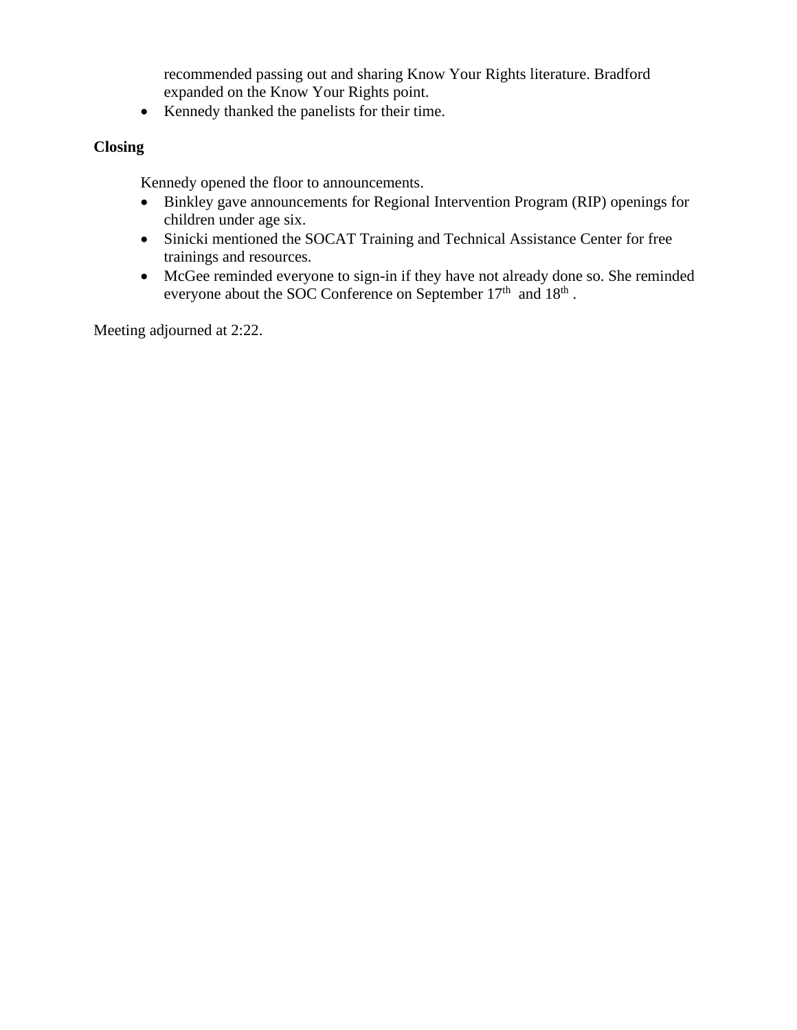recommended passing out and sharing Know Your Rights literature. Bradford expanded on the Know Your Rights point.

- Kennedy thanked the panelists for their time.

**Closing**

Kennedy opened the floor to announcements.

- Binkley gave announcements for Regional Intervention Program (RIP) openings for children under age six.
- Sinicki mentioned the SOCAT Training and Technical Assistance Center for free trainings and resources.
- McGee reminded everyone to sign-in if they have not already done so. She reminded everyone about the SOC Conference on September 17th and 18th .

Meeting adjourned at 2:22.